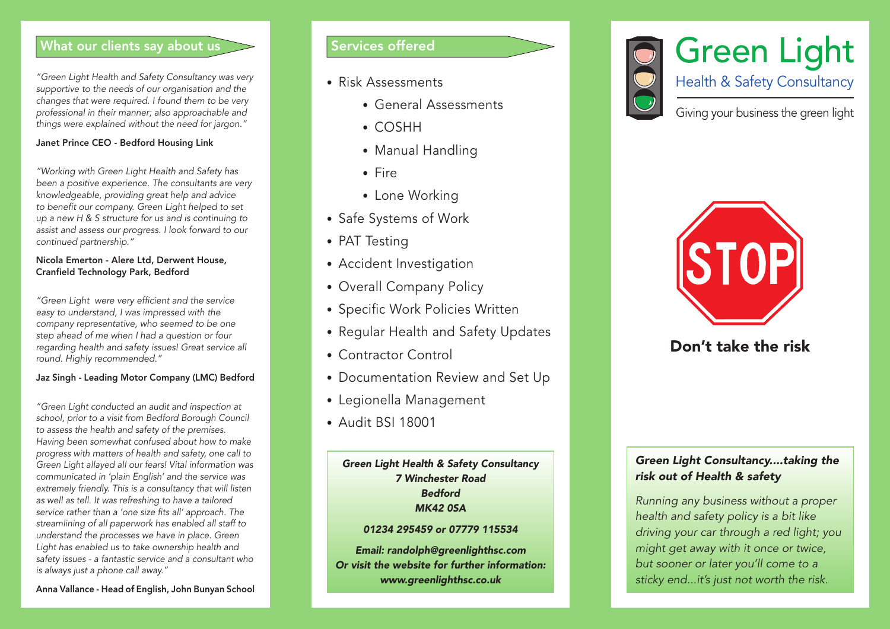## What our clients say about us

*"Green Light Health and Safety Consultancy was very supportive to the needs of our organisation and the changes that were required. I found them to be very professional in their manner; also approachable and things were explained without the need for jargon."*

**Janet Prince CEO - Bedford Housing Link**

*"Working with Green Light Health and Safety has been a positive experience. The consultants are very knowledgeable, providing great help and advice to benefit our company. Green Light helped to set up a new H & S structure for us and is continuing to assist and assess our progress. I look forward to our continued partnership."*

**Nicola Emerton - Alere Ltd, Derwent House, Cranfield Technology Park, Bedford**

*"Green Light were very efficient and the service easy to understand, I was impressed with the company representative, who seemed to be one step ahead of me when I had a question or four regarding health and safety issues! Great service all round. Highly recommended."*

**Jaz Singh - Leading Motor Company (LMC) Bedford**

*"Green Light conducted an audit and inspection at school, prior to a visit from Bedford Borough Council to assess the health and safety of the premises. Having been somewhat confused about how to make progress with matters of health and safety, one call to Green Light allayed all our fears! Vital information was communicated in 'plain English' and the service was extremely friendly. This is a consultancy that will listen as well as tell. It was refreshing to have a tailored service rather than a 'one size fits all' approach. The streamlining of all paperwork has enabled all staff to understand the processes we have in place. Green Light has enabled us to take ownership health and safety issues - a fantastic service and a consultant who is always just a phone call away."*

**Anna Vallance - Head of English, John Bunyan School**

## Services offered

- Risk Assessments
  - General Assessments
  - COSHH
  - Manual Handling
  - Fire
  - Lone Working
- Safe Systems of Work
- PAT Testing
- Accident Investigation
- Overall Company Policy
- Specific Work Policies Written
- Regular Health and Safety Updates
- Contractor Control
- Documentation Review and Set Up
- Legionella Management
- Audit BSI 18001

***Green Light Health & Safety Consultancy***
***7 Winchester Road***
***Bedford***
***MK42 0SA***

***01234 295459 or 07779 115534***

***Email: randolph@greenlighthsc.com***
***Or visit the website for further information:***
***www.greenlighthsc.co.uk***

# Green Light

## Health & Safety Consultancy

Giving your business the green light

STOP

## Don't take the risk

***Green Light Consultancy....taking the risk out of Health & safety***

*Running any business without a proper health and safety policy is a bit like driving your car through a red light; you might get away with it once or twice, but sooner or later you'll come to a sticky end...it's just not worth the risk.*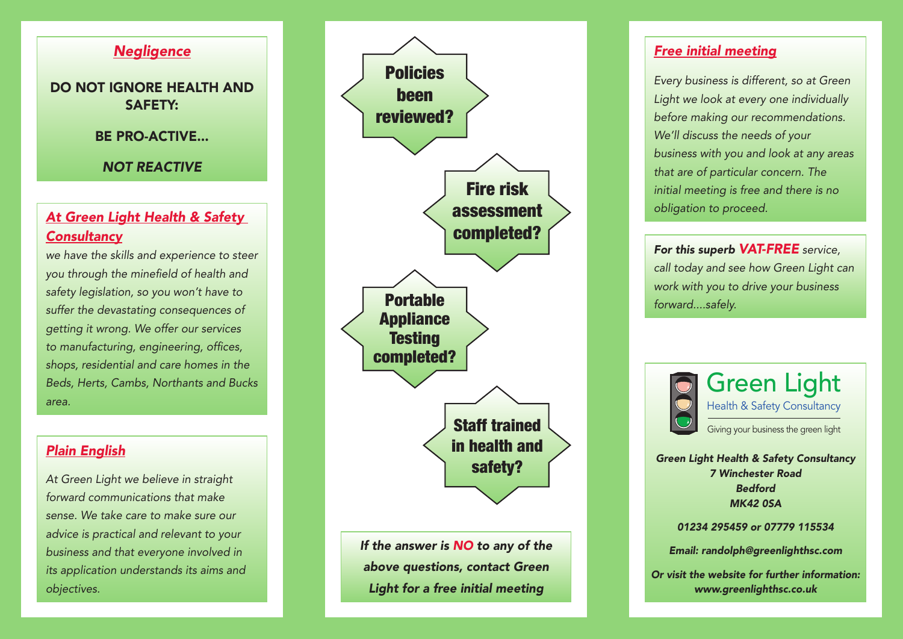## *Negligence*

**DO NOT IGNORE HEALTH AND SAFETY:**

**BE PRO-ACTIVE...**

***NOT REACTIVE***

## *At Green Light Health & Safety Consultancy*

*we have the skills and experience to steer you through the minefield of health and safety legislation, so you won't have to suffer the devastating consequences of getting it wrong. We offer our services to manufacturing, engineering, offices, shops, residential and care homes in the Beds, Herts, Cambs, Northants and Bucks area.*

## *Plain English*

*At Green Light we believe in straight forward communications that make sense. We take care to make sure our advice is practical and relevant to your business and that everyone involved in its application understands its aims and objectives.*

**Policies been reviewed?**

**Fire risk assessment completed?**

**Portable Appliance Testing completed?**

**Staff trained in health and safety?**

***If the answer is NO to any of the above questions, contact Green Light for a free initial meeting***

## *Free initial meeting*

*Every business is different, so at Green Light we look at every one individually before making our recommendations. We'll discuss the needs of your business with you and look at any areas that are of particular concern. The initial meeting is free and there is no obligation to proceed.*

***For this superb VAT-FREE** service, call today and see how Green Light can work with you to drive your business forward....safely.*

Green Light
Health & Safety Consultancy
Giving your business the green light

***Green Light Health & Safety Consultancy***
***7 Winchester Road***
***Bedford***
***MK42 0SA***

***01234 295459 or 07779 115534***

***Email: randolph@greenlighthsc.com***

***Or visit the website for further information: www.greenlighthsc.co.uk***